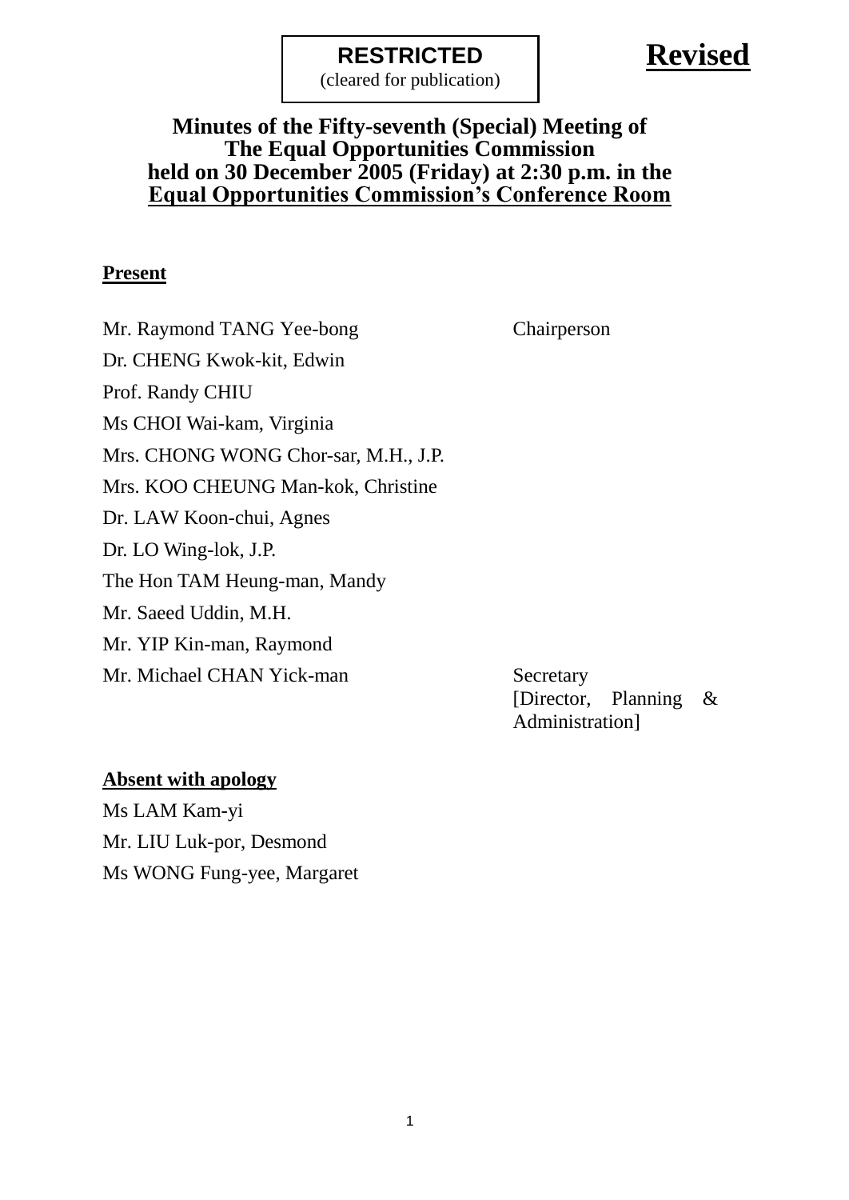**RESTRICTED**
(cleared for publication)

**Revised**

# Minutes of the Fifty-seventh (Special) Meeting of The Equal Opportunities Commission held on 30 December 2005 (Friday) at 2:30 p.m. in the Equal Opportunities Commission's Conference Room

**Present**

| | |
|---|---|
| Mr. Raymond TANG Yee-bong | Chairperson |
| Dr. CHENG Kwok-kit, Edwin | |
| Prof. Randy CHIU | |
| Ms CHOI Wai-kam, Virginia | |
| Mrs. CHONG WONG Chor-sar, M.H., J.P. | |
| Mrs. KOO CHEUNG Man-kok, Christine | |
| Dr. LAW Koon-chui, Agnes | |
| Dr. LO Wing-lok, J.P. | |
| The Hon TAM Heung-man, Mandy | |
| Mr. Saeed Uddin, M.H. | |
| Mr. YIP Kin-man, Raymond | |
| Mr. Michael CHAN Yick-man | Secretary [Director, Planning & Administration] |

**Absent with apology**

Ms LAM Kam-yi
Mr. LIU Luk-por, Desmond
Ms WONG Fung-yee, Margaret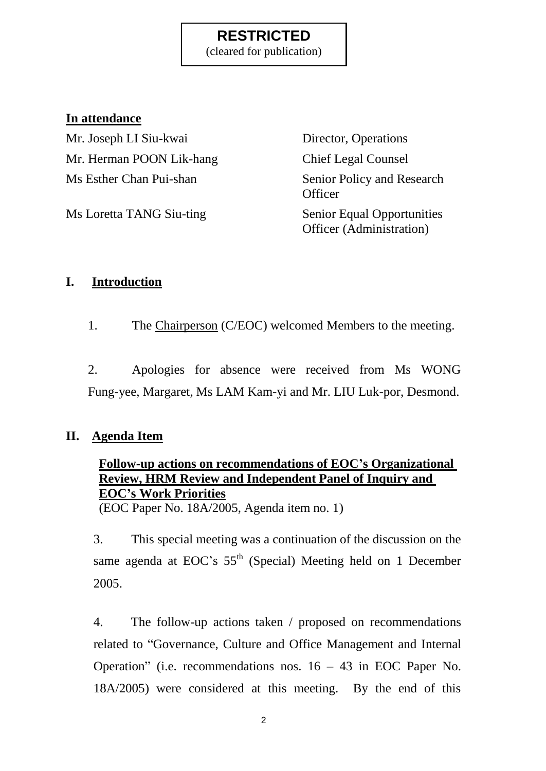**RESTRICTED**
(cleared for publication)

**In attendance**

| | |
|---|---|
| Mr. Joseph LI Siu-kwai | Director, Operations |
| Mr. Herman POON Lik-hang | Chief Legal Counsel |
| Ms Esther Chan Pui-shan | Senior Policy and Research Officer |
| Ms Loretta TANG Siu-ting | Senior Equal Opportunities Officer (Administration) |

## I. Introduction

1. The Chairperson (C/EOC) welcomed Members to the meeting.

2. Apologies for absence were received from Ms WONG Fung-yee, Margaret, Ms LAM Kam-yi and Mr. LIU Luk-por, Desmond.

## II. Agenda Item

**Follow-up actions on recommendations of EOC's Organizational Review, HRM Review and Independent Panel of Inquiry and EOC's Work Priorities**
(EOC Paper No. 18A/2005, Agenda item no. 1)

3. This special meeting was a continuation of the discussion on the same agenda at EOC's 55th (Special) Meeting held on 1 December 2005.

4. The follow-up actions taken / proposed on recommendations related to "Governance, Culture and Office Management and Internal Operation" (i.e. recommendations nos. 16 – 43 in EOC Paper No. 18A/2005) were considered at this meeting. By the end of this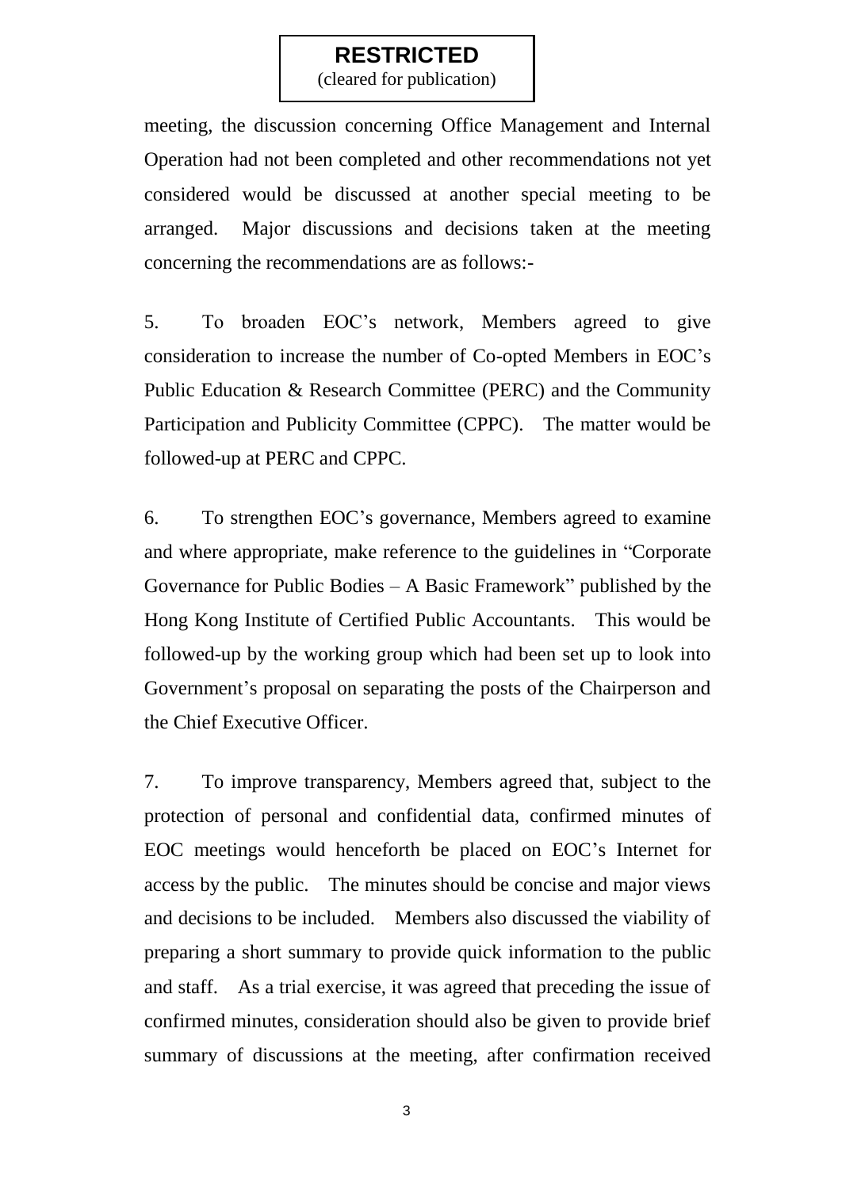meeting, the discussion concerning Office Management and Internal Operation had not been completed and other recommendations not yet considered would be discussed at another special meeting to be arranged. Major discussions and decisions taken at the meeting concerning the recommendations are as follows:-

5. To broaden EOC's network, Members agreed to give consideration to increase the number of Co-opted Members in EOC's Public Education & Research Committee (PERC) and the Community Participation and Publicity Committee (CPPC). The matter would be followed-up at PERC and CPPC.

6. To strengthen EOC's governance, Members agreed to examine and where appropriate, make reference to the guidelines in "Corporate Governance for Public Bodies – A Basic Framework" published by the Hong Kong Institute of Certified Public Accountants. This would be followed-up by the working group which had been set up to look into Government's proposal on separating the posts of the Chairperson and the Chief Executive Officer.

7. To improve transparency, Members agreed that, subject to the protection of personal and confidential data, confirmed minutes of EOC meetings would henceforth be placed on EOC's Internet for access by the public. The minutes should be concise and major views and decisions to be included. Members also discussed the viability of preparing a short summary to provide quick information to the public and staff. As a trial exercise, it was agreed that preceding the issue of confirmed minutes, consideration should also be given to provide brief summary of discussions at the meeting, after confirmation received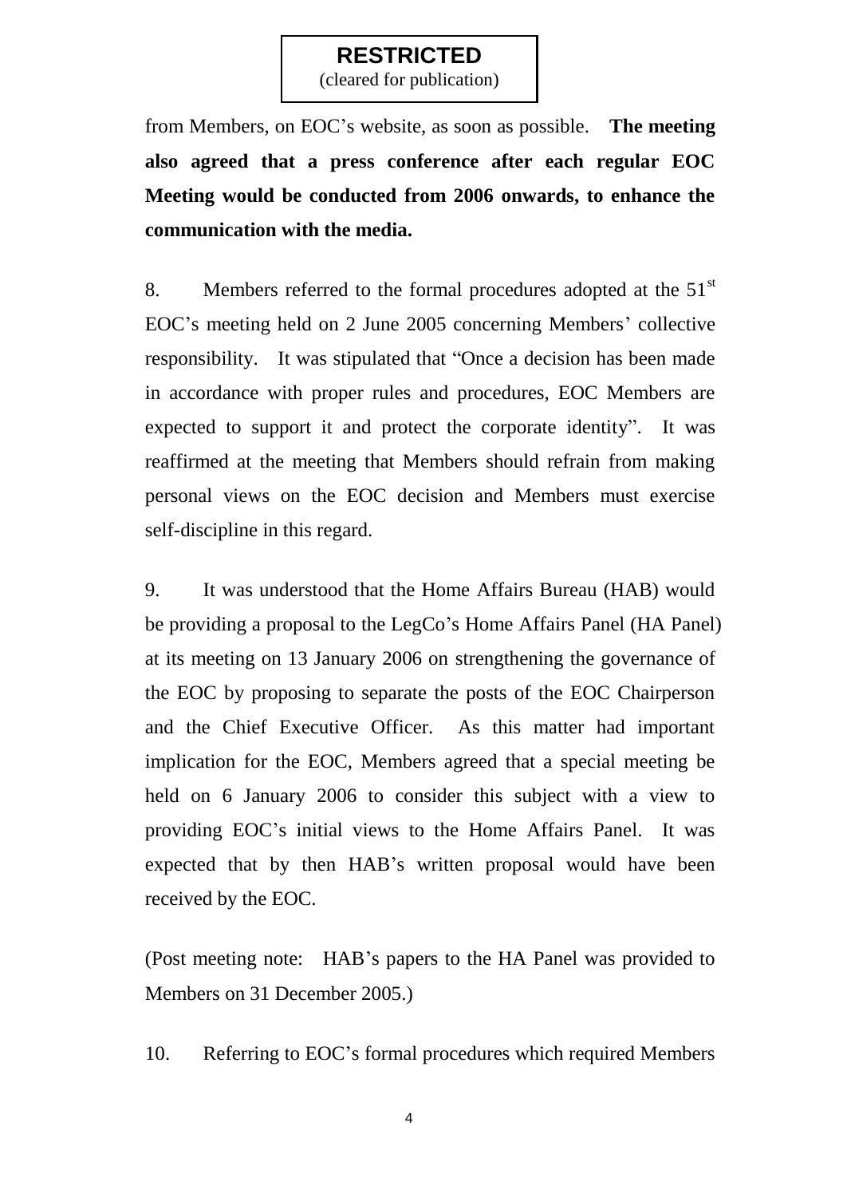**RESTRICTED**
(cleared for publication)

from Members, on EOC's website, as soon as possible. **The meeting also agreed that a press conference after each regular EOC Meeting would be conducted from 2006 onwards, to enhance the communication with the media.**

8. Members referred to the formal procedures adopted at the 51st EOC's meeting held on 2 June 2005 concerning Members' collective responsibility. It was stipulated that "Once a decision has been made in accordance with proper rules and procedures, EOC Members are expected to support it and protect the corporate identity". It was reaffirmed at the meeting that Members should refrain from making personal views on the EOC decision and Members must exercise self-discipline in this regard.

9. It was understood that the Home Affairs Bureau (HAB) would be providing a proposal to the LegCo's Home Affairs Panel (HA Panel) at its meeting on 13 January 2006 on strengthening the governance of the EOC by proposing to separate the posts of the EOC Chairperson and the Chief Executive Officer. As this matter had important implication for the EOC, Members agreed that a special meeting be held on 6 January 2006 to consider this subject with a view to providing EOC's initial views to the Home Affairs Panel. It was expected that by then HAB's written proposal would have been received by the EOC.

(Post meeting note: HAB's papers to the HA Panel was provided to Members on 31 December 2005.)

10. Referring to EOC's formal procedures which required Members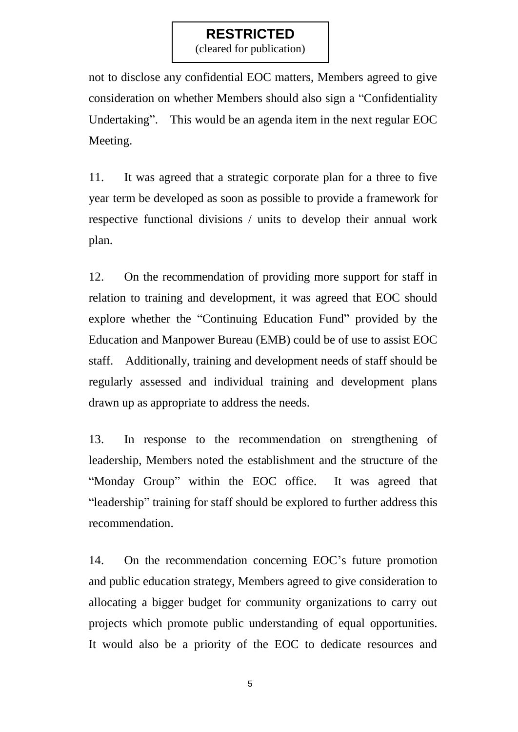not to disclose any confidential EOC matters, Members agreed to give consideration on whether Members should also sign a "Confidentiality Undertaking". This would be an agenda item in the next regular EOC Meeting.

11. It was agreed that a strategic corporate plan for a three to five year term be developed as soon as possible to provide a framework for respective functional divisions / units to develop their annual work plan.

12. On the recommendation of providing more support for staff in relation to training and development, it was agreed that EOC should explore whether the "Continuing Education Fund" provided by the Education and Manpower Bureau (EMB) could be of use to assist EOC staff. Additionally, training and development needs of staff should be regularly assessed and individual training and development plans drawn up as appropriate to address the needs.

13. In response to the recommendation on strengthening of leadership, Members noted the establishment and the structure of the "Monday Group" within the EOC office. It was agreed that "leadership" training for staff should be explored to further address this recommendation.

14. On the recommendation concerning EOC's future promotion and public education strategy, Members agreed to give consideration to allocating a bigger budget for community organizations to carry out projects which promote public understanding of equal opportunities. It would also be a priority of the EOC to dedicate resources and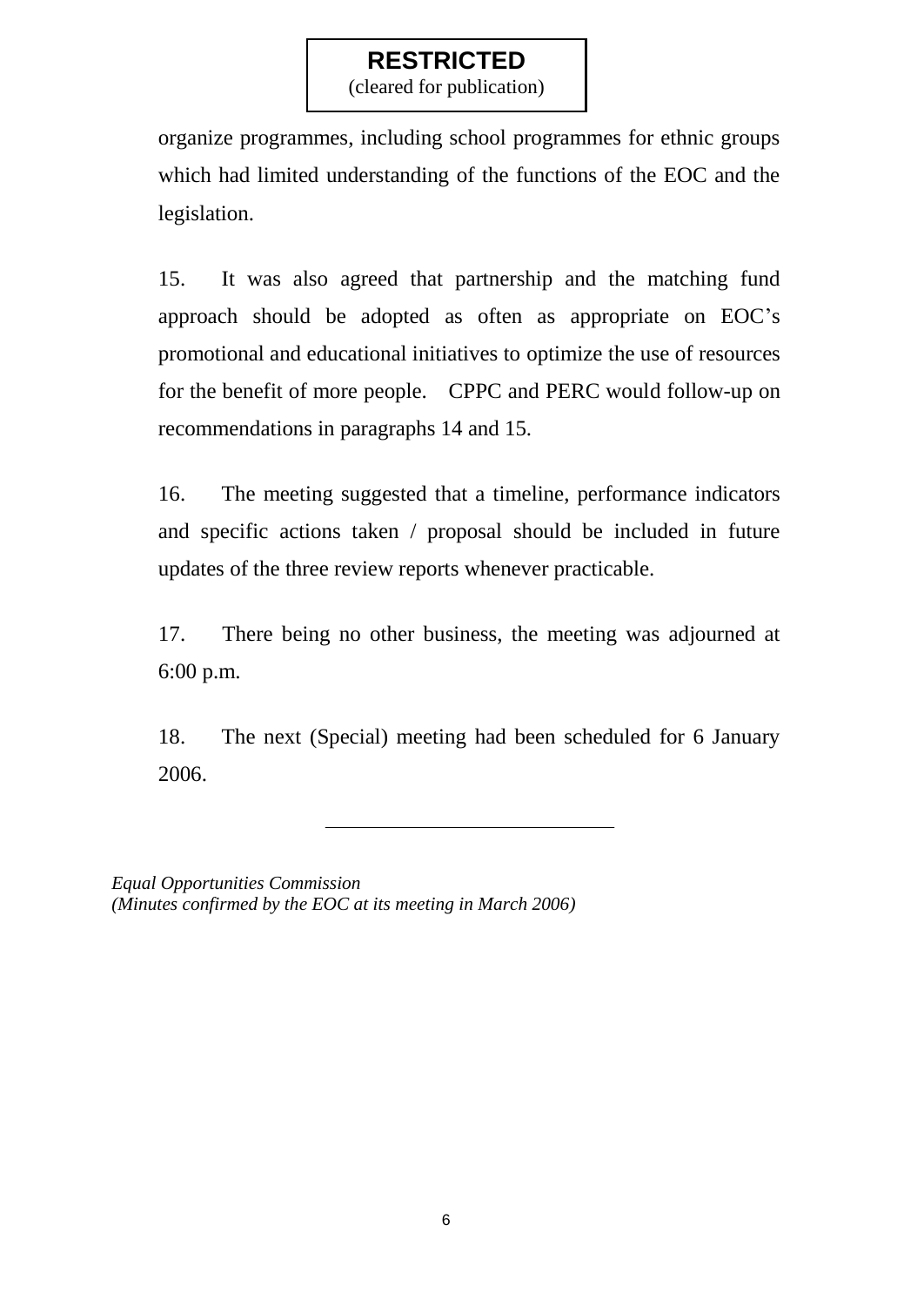**RESTRICTED**
(cleared for publication)

organize programmes, including school programmes for ethnic groups which had limited understanding of the functions of the EOC and the legislation.

15. It was also agreed that partnership and the matching fund approach should be adopted as often as appropriate on EOC's promotional and educational initiatives to optimize the use of resources for the benefit of more people. CPPC and PERC would follow-up on recommendations in paragraphs 14 and 15.

16. The meeting suggested that a timeline, performance indicators and specific actions taken / proposal should be included in future updates of the three review reports whenever practicable.

17. There being no other business, the meeting was adjourned at 6:00 p.m.

18. The next (Special) meeting had been scheduled for 6 January 2006.

---

*Equal Opportunities Commission*
*(Minutes confirmed by the EOC at its meeting in March 2006)*